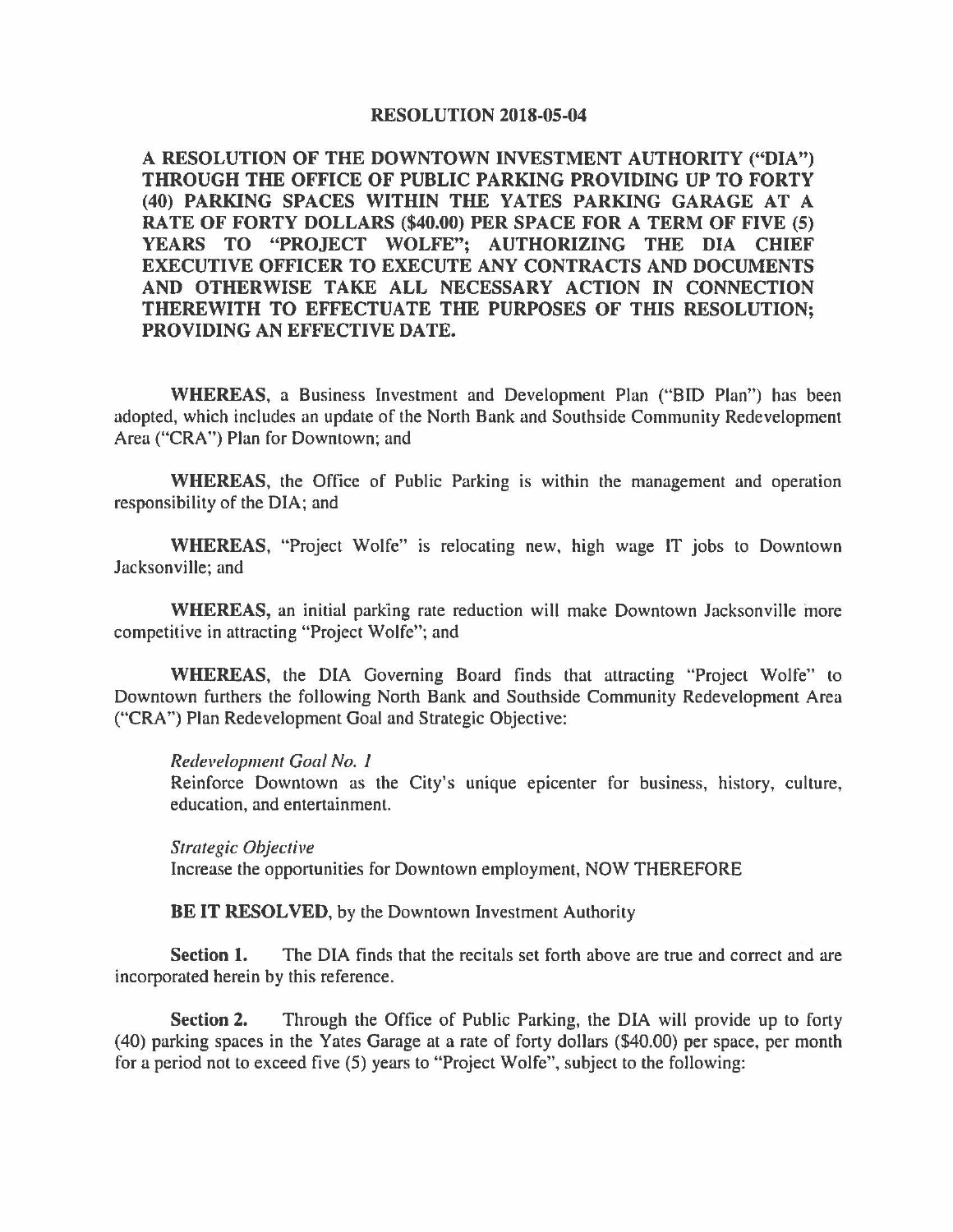# RESOLUTION 2018-05-04

**A RESOLUTION OF THE DOWNTOWN INVESTMENT AUTHORITY ("DIA") THROUGH THE OFFICE OF PUBLIC PARKING PROVIDING UP TO FORTY (40) PARKING SPACES WITHIN THE YATES PARKING GARAGE AT A RATE OF FORTY DOLLARS ($40.00) PER SPACE FOR A TERM OF FIVE (5) YEARS TO "PROJECT WOLFE"; AUTHORIZING THE DIA CHIEF EXECUTIVE OFFICER TO EXECUTE ANY CONTRACTS AND DOCUMENTS AND OTHERWISE TAKE ALL NECESSARY ACTION IN CONNECTION THEREWITH TO EFFECTUATE THE PURPOSES OF THIS RESOLUTION; PROVIDING AN EFFECTIVE DATE.**

**WHEREAS**, a Business Investment and Development Plan ("BID Plan") has been adopted, which includes an update of the North Bank and Southside Community Redevelopment Area ("CRA") Plan for Downtown; and

**WHEREAS**, the Office of Public Parking is within the management and operation responsibility of the DIA; and

**WHEREAS**, "Project Wolfe" is relocating new, high wage IT jobs to Downtown Jacksonville; and

**WHEREAS**, an initial parking rate reduction will make Downtown Jacksonville more competitive in attracting "Project Wolfe"; and

**WHEREAS**, the DIA Governing Board finds that attracting "Project Wolfe" to Downtown furthers the following North Bank and Southside Community Redevelopment Area ("CRA") Plan Redevelopment Goal and Strategic Objective:

*Redevelopment Goal No. 1*
Reinforce Downtown as the City's unique epicenter for business, history, culture, education, and entertainment.

*Strategic Objective*
Increase the opportunities for Downtown employment, NOW THEREFORE

**BE IT RESOLVED**, by the Downtown Investment Authority

**Section 1.** The DIA finds that the recitals set forth above are true and correct and are incorporated herein by this reference.

**Section 2.** Through the Office of Public Parking, the DIA will provide up to forty (40) parking spaces in the Yates Garage at a rate of forty dollars ($40.00) per space, per month for a period not to exceed five (5) years to "Project Wolfe", subject to the following: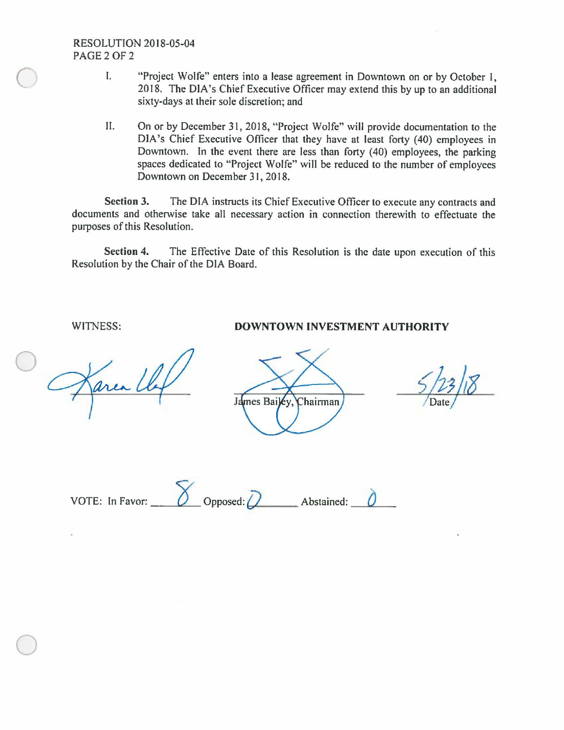I. "Project Wolfe" enters into a lease agreement in Downtown on or by October 1, 2018. The DIA's Chief Executive Officer may extend this by up to an additional sixty-days at their sole discretion; and

II. On or by December 31, 2018, "Project Wolfe" will provide documentation to the DIA's Chief Executive Officer that they have at least forty (40) employees in Downtown. In the event there are less than forty (40) employees, the parking spaces dedicated to "Project Wolfe" will be reduced to the number of employees Downtown on December 31, 2018.

**Section 3.** The DIA instructs its Chief Executive Officer to execute any contracts and documents and otherwise take all necessary action in connection therewith to effectuate the purposes of this Resolution.

**Section 4.** The Effective Date of this Resolution is the date upon execution of this Resolution by the Chair of the DIA Board.

WITNESS:

**DOWNTOWN INVESTMENT AUTHORITY**

James Bailey, Chairman

5/23/18
Date

VOTE: In Favor: 8 Opposed: 0 Abstained: 0